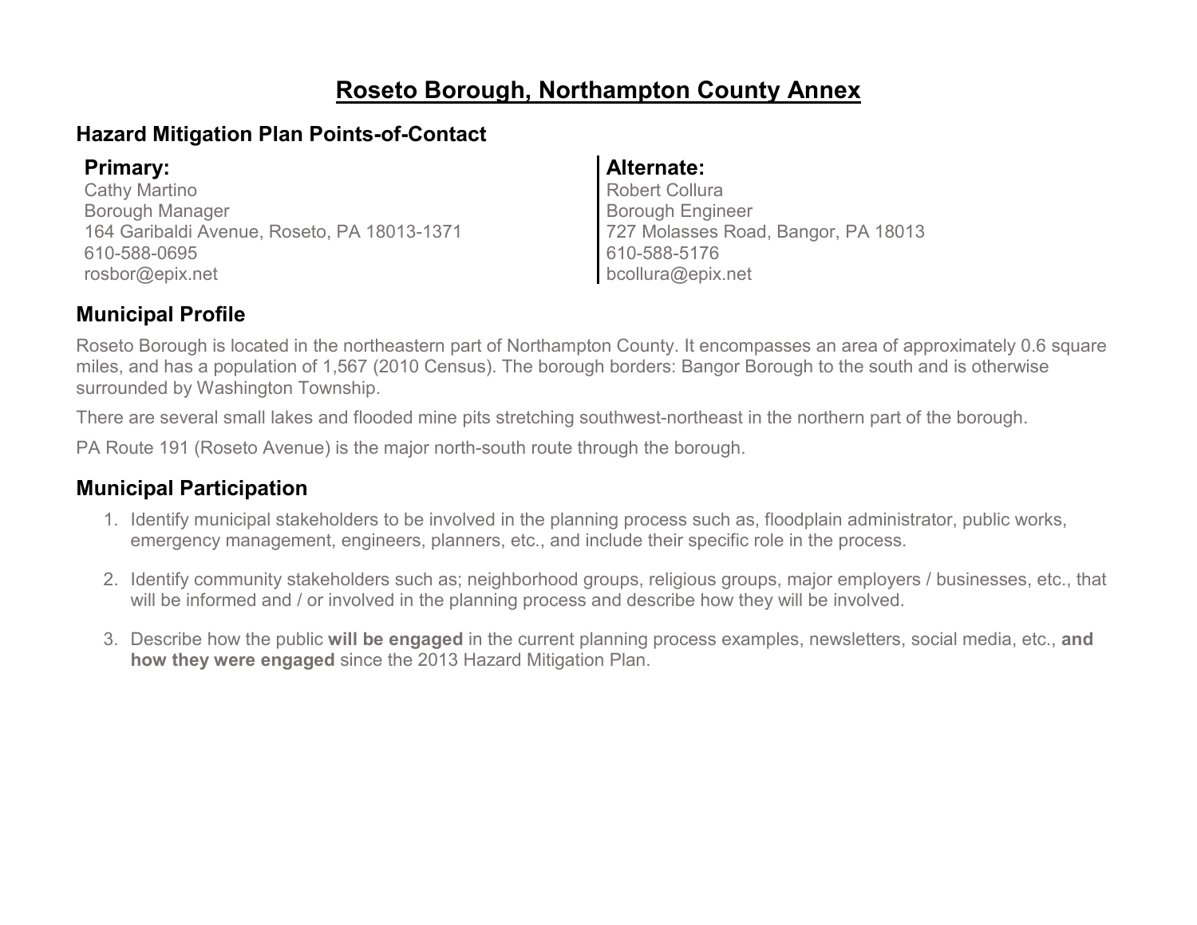# Roseto Borough, Northampton County Annex

## Hazard Mitigation Plan Points-of-Contact

### Primary:

Cathy Martino
Borough Manager
164 Garibaldi Avenue, Roseto, PA 18013-1371
610-588-0695
rosbor@epix.net

### Alternate:

Robert Collura
Borough Engineer
727 Molasses Road, Bangor, PA 18013
610-588-5176
bcollura@epix.net

## Municipal Profile

Roseto Borough is located in the northeastern part of Northampton County. It encompasses an area of approximately 0.6 square miles, and has a population of 1,567 (2010 Census). The borough borders: Bangor Borough to the south and is otherwise surrounded by Washington Township.

There are several small lakes and flooded mine pits stretching southwest-northeast in the northern part of the borough.

PA Route 191 (Roseto Avenue) is the major north-south route through the borough.

## Municipal Participation

1. Identify municipal stakeholders to be involved in the planning process such as, floodplain administrator, public works, emergency management, engineers, planners, etc., and include their specific role in the process.

2. Identify community stakeholders such as; neighborhood groups, religious groups, major employers / businesses, etc., that will be informed and / or involved in the planning process and describe how they will be involved.

3. Describe how the public **will be engaged** in the current planning process examples, newsletters, social media, etc., **and how they were engaged** since the 2013 Hazard Mitigation Plan.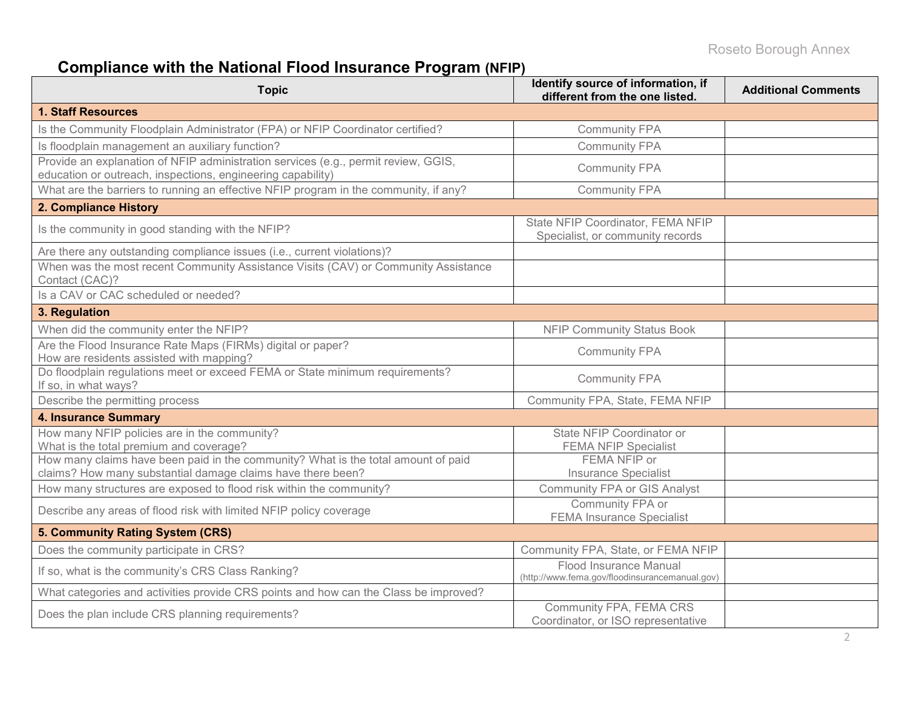## Compliance with the National Flood Insurance Program (NFIP)

| Topic | Identify source of information, if different from the one listed. | Additional Comments |
|---|---|---|
| **1. Staff Resources** | | |
| Is the Community Floodplain Administrator (FPA) or NFIP Coordinator certified? | Community FPA | |
| Is floodplain management an auxiliary function? | Community FPA | |
| Provide an explanation of NFIP administration services (e.g., permit review, GGIS, education or outreach, inspections, engineering capability) | Community FPA | |
| What are the barriers to running an effective NFIP program in the community, if any? | Community FPA | |
| **2. Compliance History** | | |
| Is the community in good standing with the NFIP? | State NFIP Coordinator, FEMA NFIP Specialist, or community records | |
| Are there any outstanding compliance issues (i.e., current violations)? | | |
| When was the most recent Community Assistance Visits (CAV) or Community Assistance Contact (CAC)? | | |
| Is a CAV or CAC scheduled or needed? | | |
| **3. Regulation** | | |
| When did the community enter the NFIP? | NFIP Community Status Book | |
| Are the Flood Insurance Rate Maps (FIRMs) digital or paper? How are residents assisted with mapping? | Community FPA | |
| Do floodplain regulations meet or exceed FEMA or State minimum requirements? If so, in what ways? | Community FPA | |
| Describe the permitting process | Community FPA, State, FEMA NFIP | |
| **4. Insurance Summary** | | |
| How many NFIP policies are in the community? What is the total premium and coverage? | State NFIP Coordinator or FEMA NFIP Specialist | |
| How many claims have been paid in the community? What is the total amount of paid claims? How many substantial damage claims have there been? | FEMA NFIP or Insurance Specialist | |
| How many structures are exposed to flood risk within the community? | Community FPA or GIS Analyst | |
| Describe any areas of flood risk with limited NFIP policy coverage | Community FPA or FEMA Insurance Specialist | |
| **5. Community Rating System (CRS)** | | |
| Does the community participate in CRS? | Community FPA, State, or FEMA NFIP | |
| If so, what is the community's CRS Class Ranking? | Flood Insurance Manual (http://www.fema.gov/floodinsurancemanual.gov) | |
| What categories and activities provide CRS points and how can the Class be improved? | | |
| Does the plan include CRS planning requirements? | Community FPA, FEMA CRS Coordinator, or ISO representative | |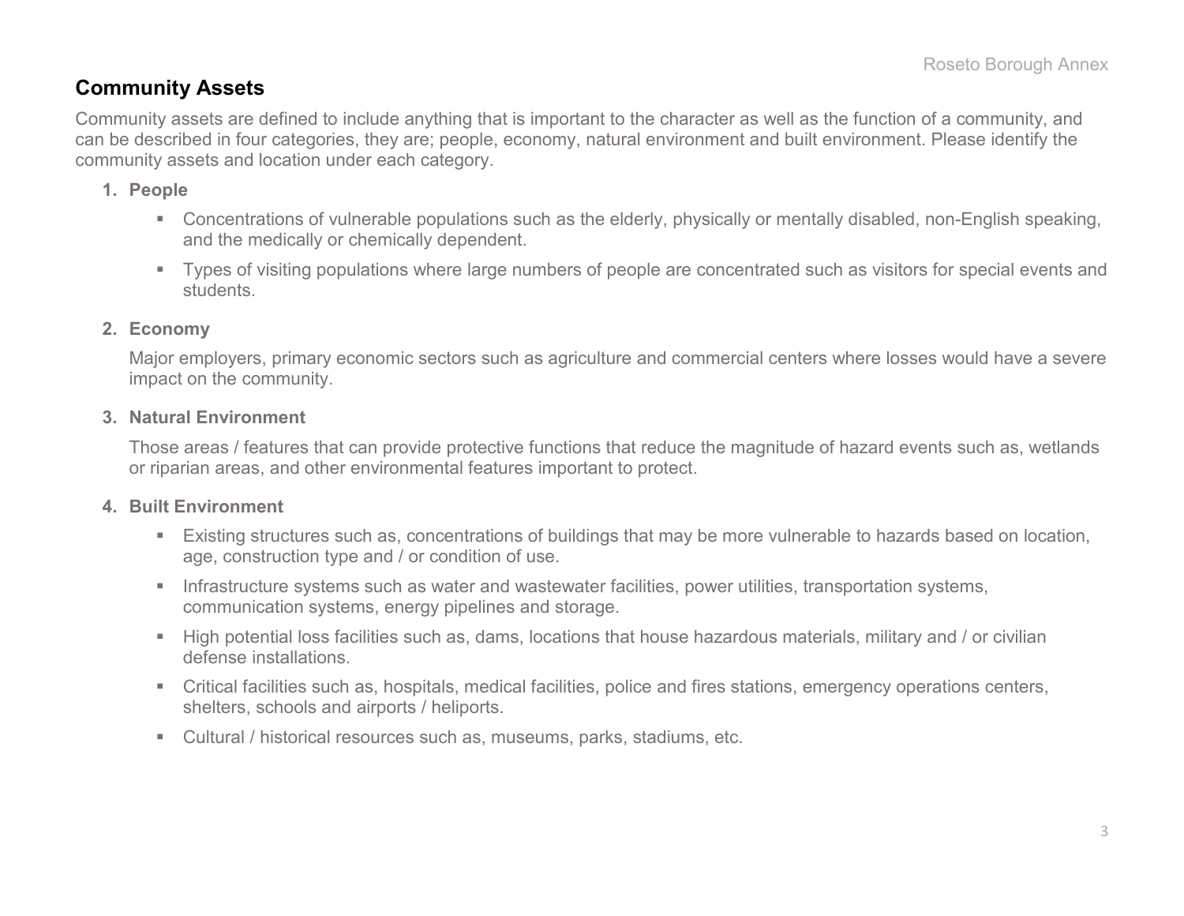## Community Assets

Community assets are defined to include anything that is important to the character as well as the function of a community, and can be described in four categories, they are; people, economy, natural environment and built environment. Please identify the community assets and location under each category.

1. **People**
   - Concentrations of vulnerable populations such as the elderly, physically or mentally disabled, non-English speaking, and the medically or chemically dependent.
   - Types of visiting populations where large numbers of people are concentrated such as visitors for special events and students.

2. **Economy**

   Major employers, primary economic sectors such as agriculture and commercial centers where losses would have a severe impact on the community.

3. **Natural Environment**

   Those areas / features that can provide protective functions that reduce the magnitude of hazard events such as, wetlands or riparian areas, and other environmental features important to protect.

4. **Built Environment**
   - Existing structures such as, concentrations of buildings that may be more vulnerable to hazards based on location, age, construction type and / or condition of use.
   - Infrastructure systems such as water and wastewater facilities, power utilities, transportation systems, communication systems, energy pipelines and storage.
   - High potential loss facilities such as, dams, locations that house hazardous materials, military and / or civilian defense installations.
   - Critical facilities such as, hospitals, medical facilities, police and fires stations, emergency operations centers, shelters, schools and airports / heliports.
   - Cultural / historical resources such as, museums, parks, stadiums, etc.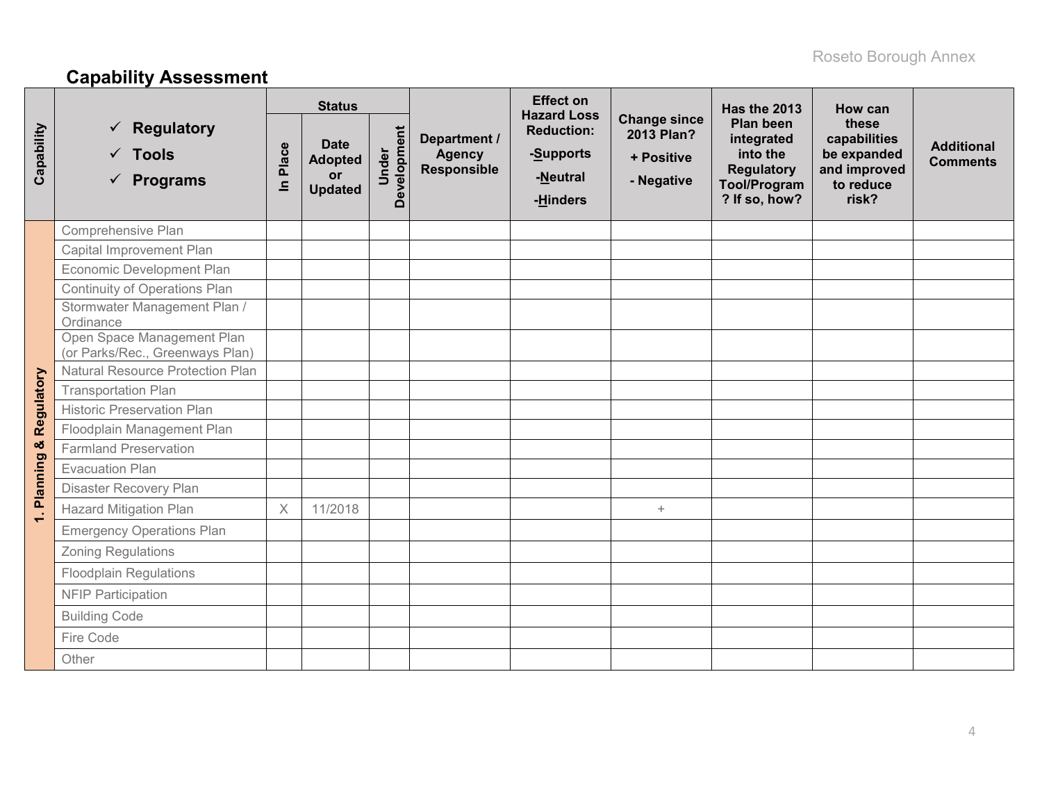## Capability Assessment

| Capability | ✓ Regulatory ✓ Tools ✓ Programs | Status | | | Department / Agency Responsible | Effect on Hazard Loss Reduction: -Supports -Neutral -Hinders | Change since 2013 Plan? + Positive - Negative | Has the 2013 Plan been integrated into the Regulatory Tool/Program? If so, how? | How can these capabilities be expanded and improved to reduce risk? | Additional Comments |
|---|---|---|---|---|---|---|---|---|---|---|
| | | In Place | Date Adopted or Updated | Under Development | | | | | | |
| 1. Planning & Regulatory | Comprehensive Plan | | | | | | | | | |
| | Capital Improvement Plan | | | | | | | | | |
| | Economic Development Plan | | | | | | | | | |
| | Continuity of Operations Plan | | | | | | | | | |
| | Stormwater Management Plan / Ordinance | | | | | | | | | |
| | Open Space Management Plan (or Parks/Rec., Greenways Plan) | | | | | | | | | |
| | Natural Resource Protection Plan | | | | | | | | | |
| | Transportation Plan | | | | | | | | | |
| | Historic Preservation Plan | | | | | | | | | |
| | Floodplain Management Plan | | | | | | | | | |
| | Farmland Preservation | | | | | | | | | |
| | Evacuation Plan | | | | | | | | | |
| | Disaster Recovery Plan | | | | | | | | | |
| | Hazard Mitigation Plan | X | 11/2018 | | | | + | | | |
| | Emergency Operations Plan | | | | | | | | | |
| | Zoning Regulations | | | | | | | | | |
| | Floodplain Regulations | | | | | | | | | |
| | NFIP Participation | | | | | | | | | |
| | Building Code | | | | | | | | | |
| | Fire Code | | | | | | | | | |
| | Other | | | | | | | | | |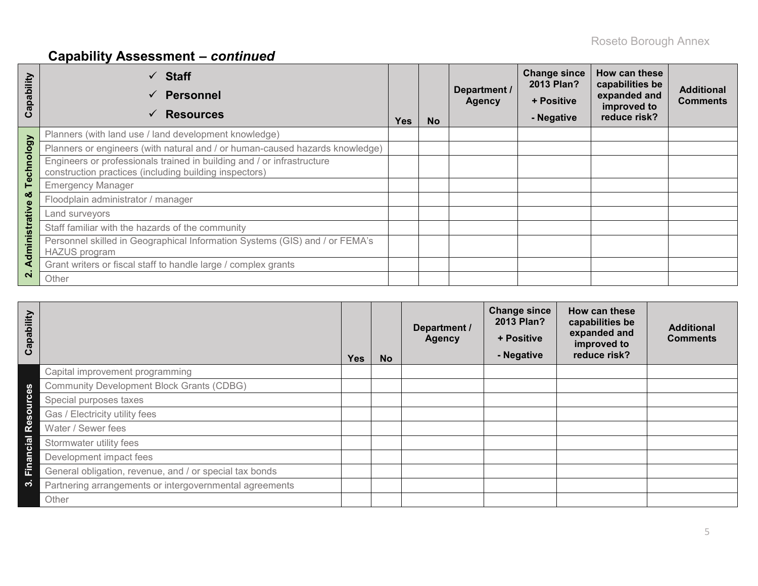## Capability Assessment – *continued*

| Capability | ✓ **Staff** ✓ **Personnel** ✓ **Resources** | Yes | No | Department / Agency | Change since 2013 Plan? + Positive - Negative | How can these capabilities be expanded and improved to reduce risk? | Additional Comments |
|---|---|---|---|---|---|---|---|
| 2. Administrative & Technology | Planners (with land use / land development knowledge) | | | | | | |
| | Planners or engineers (with natural and / or human-caused hazards knowledge) | | | | | | |
| | Engineers or professionals trained in building and / or infrastructure construction practices (including building inspectors) | | | | | | |
| | Emergency Manager | | | | | | |
| | Floodplain administrator / manager | | | | | | |
| | Land surveyors | | | | | | |
| | Staff familiar with the hazards of the community | | | | | | |
| | Personnel skilled in Geographical Information Systems (GIS) and / or FEMA's HAZUS program | | | | | | |
| | Grant writers or fiscal staff to handle large / complex grants | | | | | | |
| | Other | | | | | | |

| Capability | | Yes | No | Department / Agency | Change since 2013 Plan? + Positive - Negative | How can these capabilities be expanded and improved to reduce risk? | Additional Comments |
|---|---|---|---|---|---|---|---|
| 3. Financial Resources | Capital improvement programming | | | | | | |
| | Community Development Block Grants (CDBG) | | | | | | |
| | Special purposes taxes | | | | | | |
| | Gas / Electricity utility fees | | | | | | |
| | Water / Sewer fees | | | | | | |
| | Stormwater utility fees | | | | | | |
| | Development impact fees | | | | | | |
| | General obligation, revenue, and / or special tax bonds | | | | | | |
| | Partnering arrangements or intergovernmental agreements | | | | | | |
| | Other | | | | | | |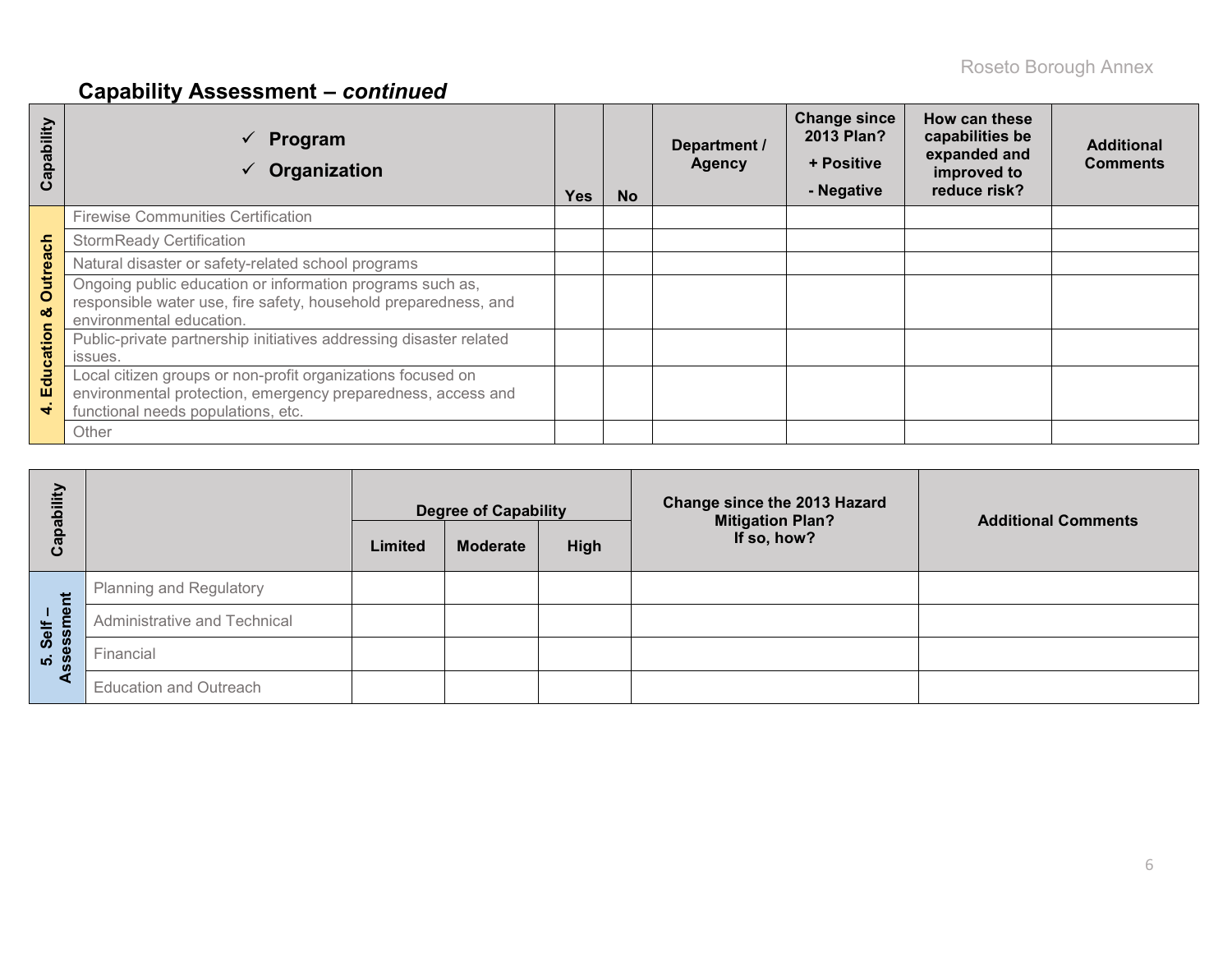## Capability Assessment – *continued*

| Capability | ✓ Program ✓ Organization | Yes | No | Department / Agency | Change since 2013 Plan? + Positive - Negative | How can these capabilities be expanded and improved to reduce risk? | Additional Comments |
|---|---|---|---|---|---|---|---|
| 4. Education & Outreach | Firewise Communities Certification | | | | | | |
| | StormReady Certification | | | | | | |
| | Natural disaster or safety-related school programs | | | | | | |
| | Ongoing public education or information programs such as, responsible water use, fire safety, household preparedness, and environmental education. | | | | | | |
| | Public-private partnership initiatives addressing disaster related issues. | | | | | | |
| | Local citizen groups or non-profit organizations focused on environmental protection, emergency preparedness, access and functional needs populations, etc. | | | | | | |
| | Other | | | | | | |

| Capability | | Degree of Capability | | | Change since the 2013 Hazard Mitigation Plan? If so, how? | Additional Comments |
|---|---|---|---|---|---|---|
| | | Limited | Moderate | High | | |
| 5. Self – Assessment | Planning and Regulatory | | | | | |
| | Administrative and Technical | | | | | |
| | Financial | | | | | |
| | Education and Outreach | | | | | |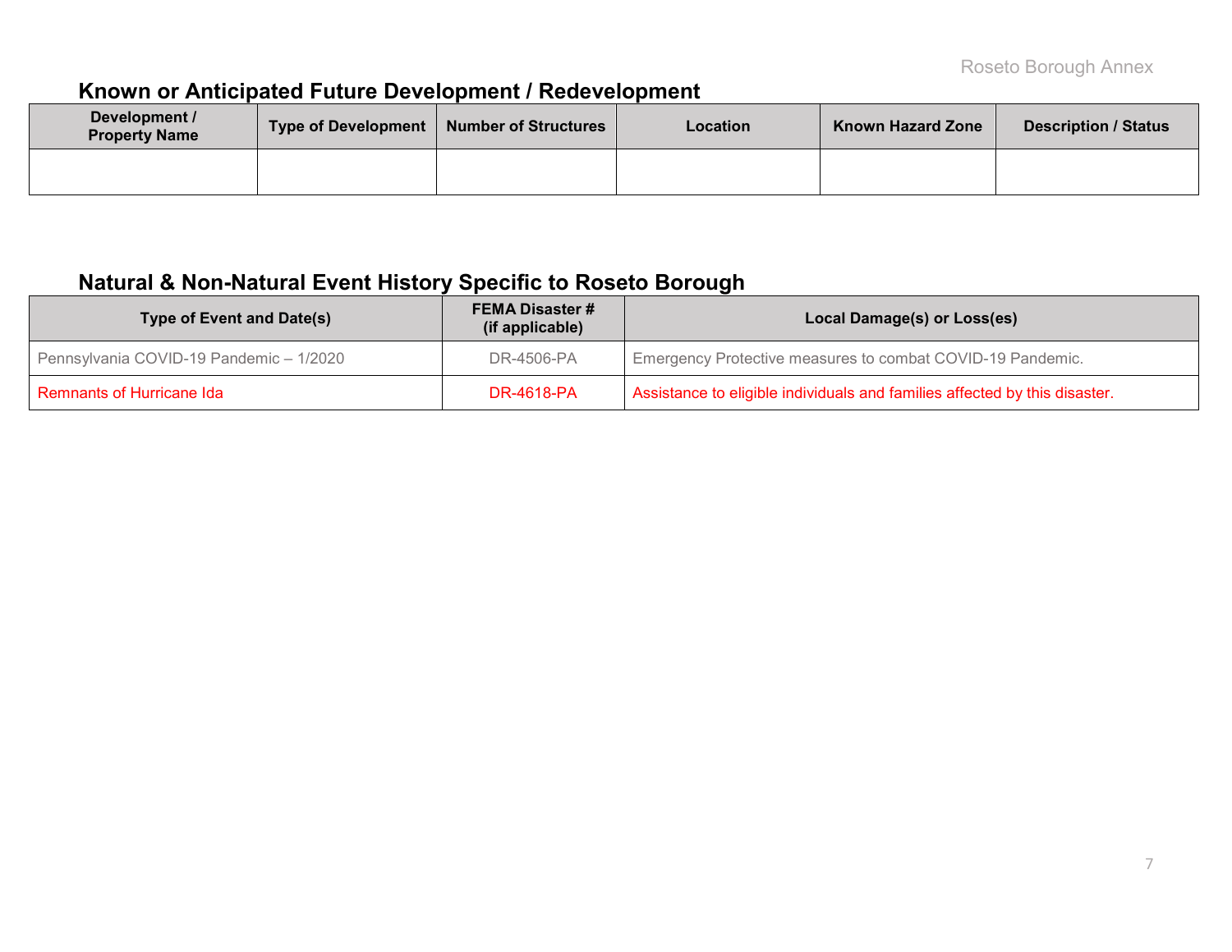## Known or Anticipated Future Development / Redevelopment

| Development / Property Name | Type of Development | Number of Structures | Location | Known Hazard Zone | Description / Status |
|---|---|---|---|---|---|
| | | | | | |

## Natural & Non-Natural Event History Specific to Roseto Borough

| Type of Event and Date(s) | FEMA Disaster # (if applicable) | Local Damage(s) or Loss(es) |
|---|---|---|
| Pennsylvania COVID-19 Pandemic – 1/2020 | DR-4506-PA | Emergency Protective measures to combat COVID-19 Pandemic. |
| Remnants of Hurricane Ida | DR-4618-PA | Assistance to eligible individuals and families affected by this disaster. |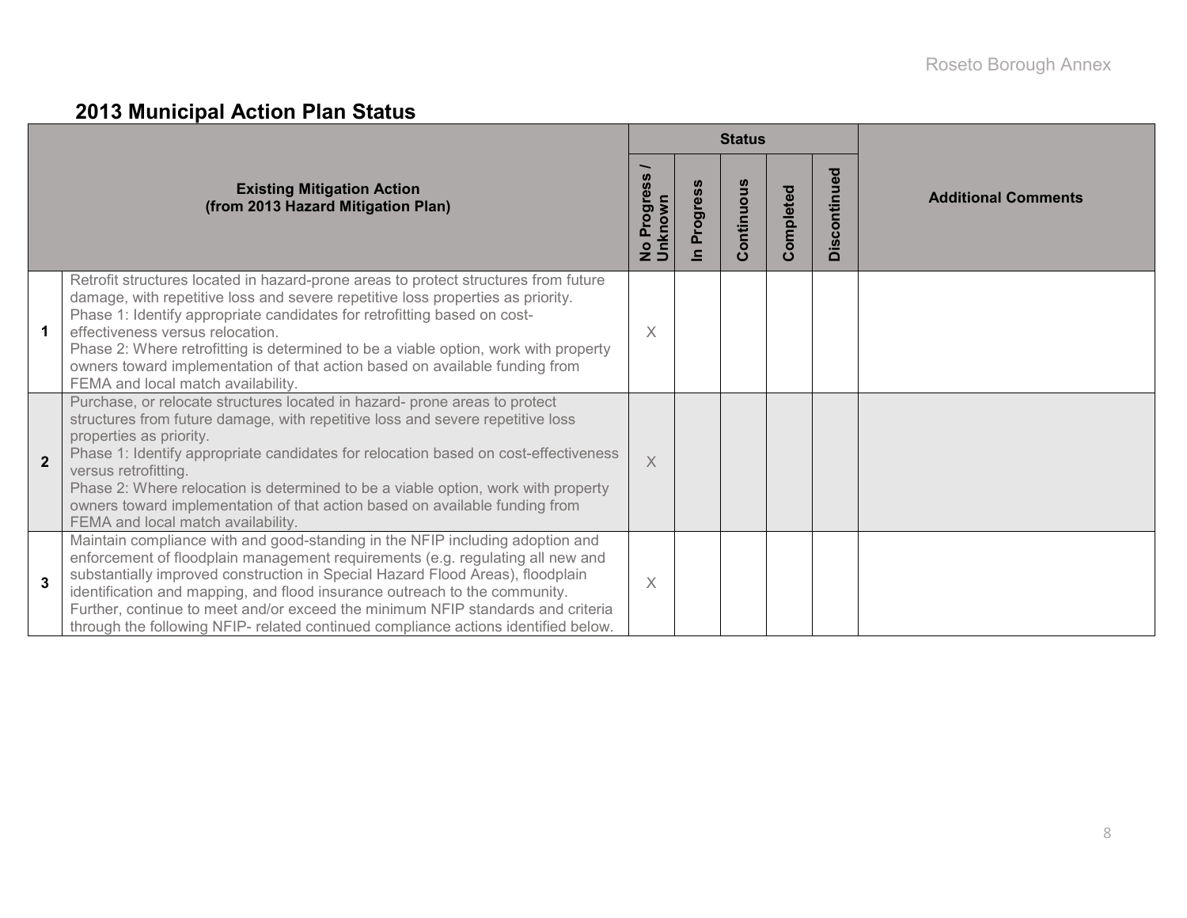## 2013 Municipal Action Plan Status

| | Existing Mitigation Action (from 2013 Hazard Mitigation Plan) | Status | | | | | Additional Comments |
|---|---|---|---|---|---|---|---|
| | | No Progress / Unknown | In Progress | Continuous | Completed | Discontinued | |
| 1 | Retrofit structures located in hazard-prone areas to protect structures from future damage, with repetitive loss and severe repetitive loss properties as priority. Phase 1: Identify appropriate candidates for retrofitting based on cost-effectiveness versus relocation. Phase 2: Where retrofitting is determined to be a viable option, work with property owners toward implementation of that action based on available funding from FEMA and local match availability. | X | | | | | |
| 2 | Purchase, or relocate structures located in hazard- prone areas to protect structures from future damage, with repetitive loss and severe repetitive loss properties as priority. Phase 1: Identify appropriate candidates for relocation based on cost-effectiveness versus retrofitting. Phase 2: Where relocation is determined to be a viable option, work with property owners toward implementation of that action based on available funding from FEMA and local match availability. | X | | | | | |
| 3 | Maintain compliance with and good-standing in the NFIP including adoption and enforcement of floodplain management requirements (e.g. regulating all new and substantially improved construction in Special Hazard Flood Areas), floodplain identification and mapping, and flood insurance outreach to the community. Further, continue to meet and/or exceed the minimum NFIP standards and criteria through the following NFIP- related continued compliance actions identified below. | X | | | | | |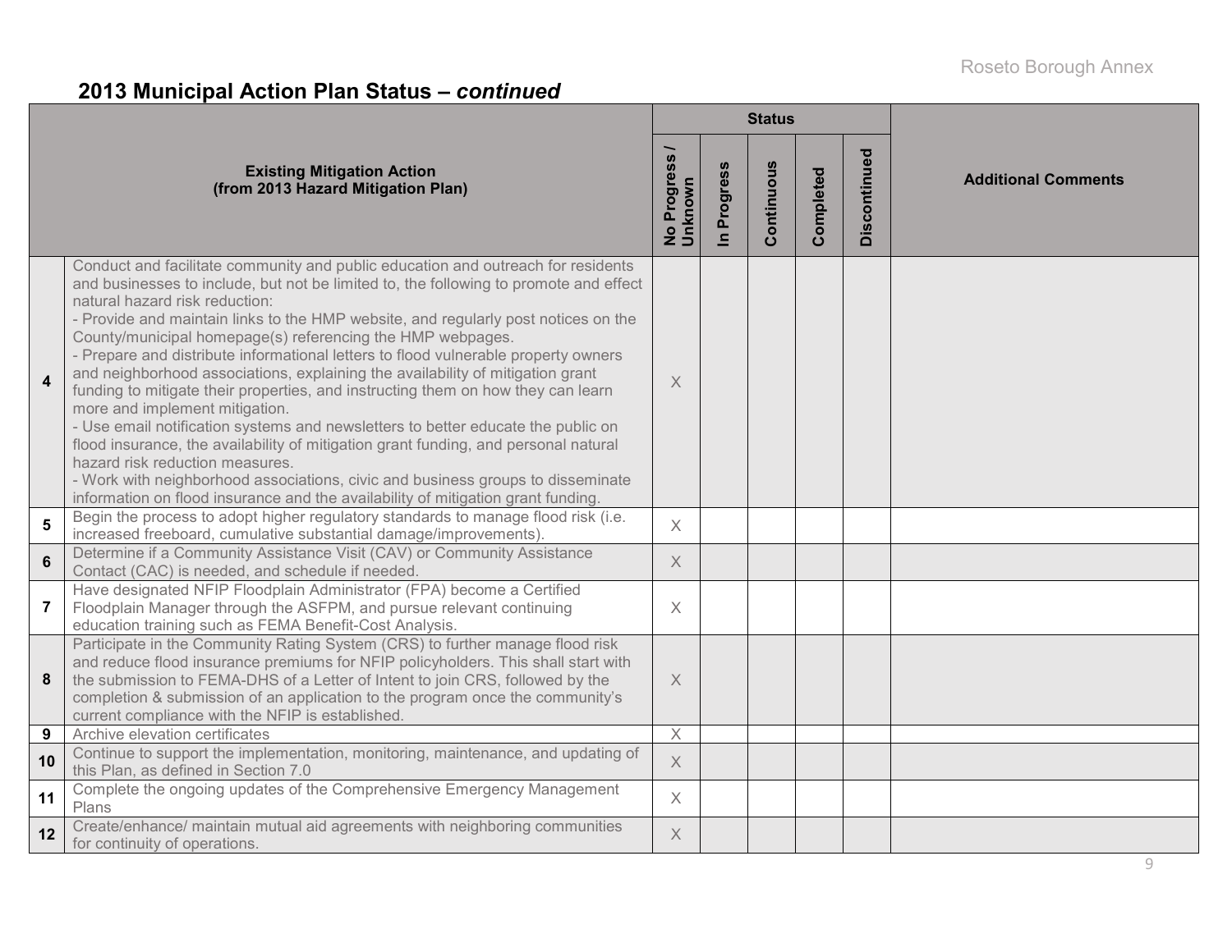## 2013 Municipal Action Plan Status – *continued*

| | Existing Mitigation Action (from 2013 Hazard Mitigation Plan) | Status | | | | | Additional Comments |
|---|---|---|---|---|---|---|---|
| | | No Progress / Unknown | In Progress | Continuous | Completed | Discontinued | |
| 4 | Conduct and facilitate community and public education and outreach for residents and businesses to include, but not be limited to, the following to promote and effect natural hazard risk reduction:<br>- Provide and maintain links to the HMP website, and regularly post notices on the County/municipal homepage(s) referencing the HMP webpages.<br>- Prepare and distribute informational letters to flood vulnerable property owners and neighborhood associations, explaining the availability of mitigation grant funding to mitigate their properties, and instructing them on how they can learn more and implement mitigation.<br>- Use email notification systems and newsletters to better educate the public on flood insurance, the availability of mitigation grant funding, and personal natural hazard risk reduction measures.<br>- Work with neighborhood associations, civic and business groups to disseminate information on flood insurance and the availability of mitigation grant funding. | X | | | | | |
| 5 | Begin the process to adopt higher regulatory standards to manage flood risk (i.e. increased freeboard, cumulative substantial damage/improvements). | X | | | | | |
| 6 | Determine if a Community Assistance Visit (CAV) or Community Assistance Contact (CAC) is needed, and schedule if needed. | X | | | | | |
| 7 | Have designated NFIP Floodplain Administrator (FPA) become a Certified Floodplain Manager through the ASFPM, and pursue relevant continuing education training such as FEMA Benefit-Cost Analysis. | X | | | | | |
| 8 | Participate in the Community Rating System (CRS) to further manage flood risk and reduce flood insurance premiums for NFIP policyholders. This shall start with the submission to FEMA-DHS of a Letter of Intent to join CRS, followed by the completion & submission of an application to the program once the community's current compliance with the NFIP is established. | X | | | | | |
| 9 | Archive elevation certificates | X | | | | | |
| 10 | Continue to support the implementation, monitoring, maintenance, and updating of this Plan, as defined in Section 7.0 | X | | | | | |
| 11 | Complete the ongoing updates of the Comprehensive Emergency Management Plans | X | | | | | |
| 12 | Create/enhance/ maintain mutual aid agreements with neighboring communities for continuity of operations. | X | | | | | |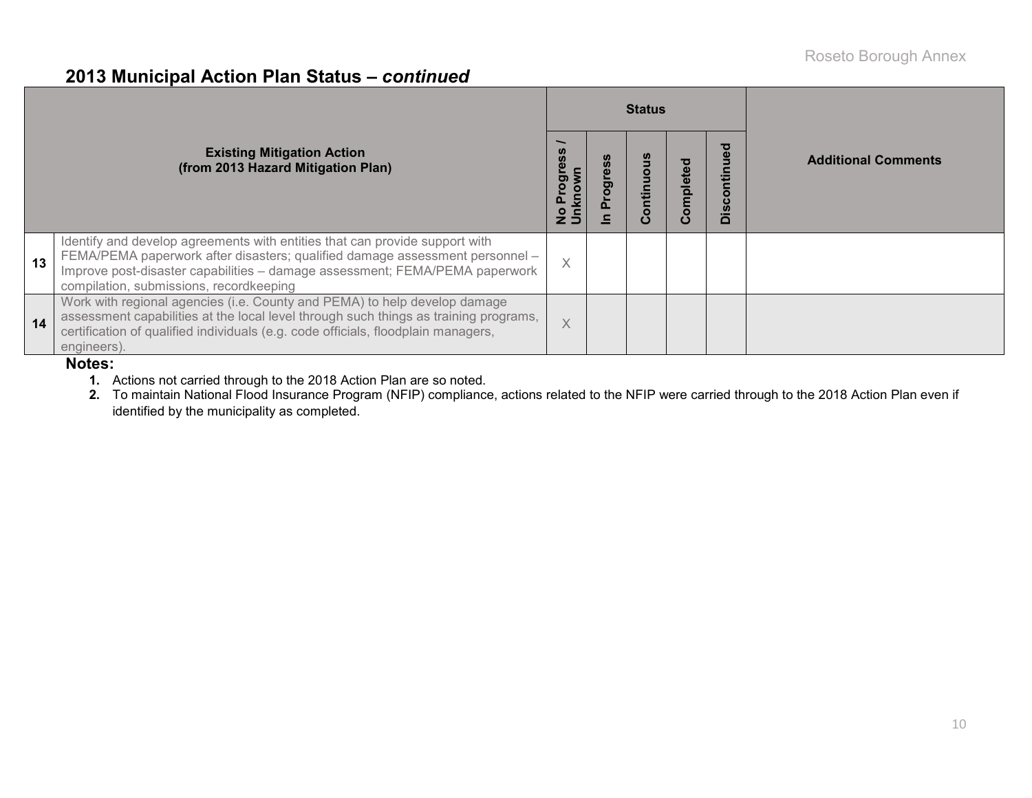## 2013 Municipal Action Plan Status – *continued*

| | Existing Mitigation Action (from 2013 Hazard Mitigation Plan) | Status | | | | | Additional Comments |
|---|---|---|---|---|---|---|---|
| | | No Progress / Unknown | In Progress | Continuous | Completed | Discontinued | |
| 13 | Identify and develop agreements with entities that can provide support with FEMA/PEMA paperwork after disasters; qualified damage assessment personnel – Improve post-disaster capabilities – damage assessment; FEMA/PEMA paperwork compilation, submissions, recordkeeping | X | | | | | |
| 14 | Work with regional agencies (i.e. County and PEMA) to help develop damage assessment capabilities at the local level through such things as training programs, certification of qualified individuals (e.g. code officials, floodplain managers, engineers). | X | | | | | |

**Notes:**

1. Actions not carried through to the 2018 Action Plan are so noted.
2. To maintain National Flood Insurance Program (NFIP) compliance, actions related to the NFIP were carried through to the 2018 Action Plan even if identified by the municipality as completed.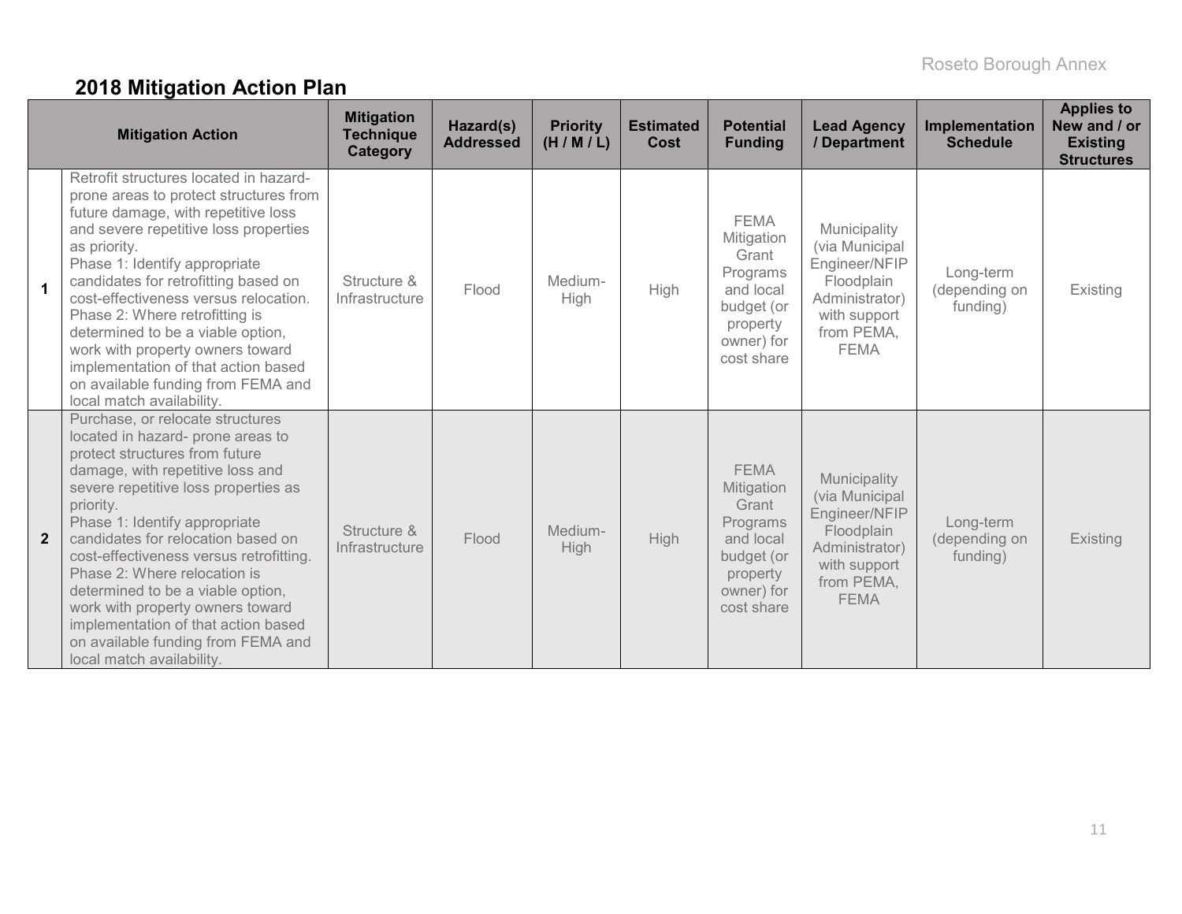## 2018 Mitigation Action Plan

| | Mitigation Action | Mitigation Technique Category | Hazard(s) Addressed | Priority (H / M / L) | Estimated Cost | Potential Funding | Lead Agency / Department | Implementation Schedule | Applies to New and / or Existing Structures |
|---|---|---|---|---|---|---|---|---|---|
| **1** | Retrofit structures located in hazard-prone areas to protect structures from future damage, with repetitive loss and severe repetitive loss properties as priority.<br>Phase 1: Identify appropriate candidates for retrofitting based on cost-effectiveness versus relocation.<br>Phase 2: Where retrofitting is determined to be a viable option, work with property owners toward implementation of that action based on available funding from FEMA and local match availability. | Structure & Infrastructure | Flood | Medium-High | High | FEMA Mitigation Grant Programs and local budget (or property owner) for cost share | Municipality (via Municipal Engineer/NFIP Floodplain Administrator) with support from PEMA, FEMA | Long-term (depending on funding) | Existing |
| **2** | Purchase, or relocate structures located in hazard- prone areas to protect structures from future damage, with repetitive loss and severe repetitive loss properties as priority.<br>Phase 1: Identify appropriate candidates for relocation based on cost-effectiveness versus retrofitting.<br>Phase 2: Where relocation is determined to be a viable option, work with property owners toward implementation of that action based on available funding from FEMA and local match availability. | Structure & Infrastructure | Flood | Medium-High | High | FEMA Mitigation Grant Programs and local budget (or property owner) for cost share | Municipality (via Municipal Engineer/NFIP Floodplain Administrator) with support from PEMA, FEMA | Long-term (depending on funding) | Existing |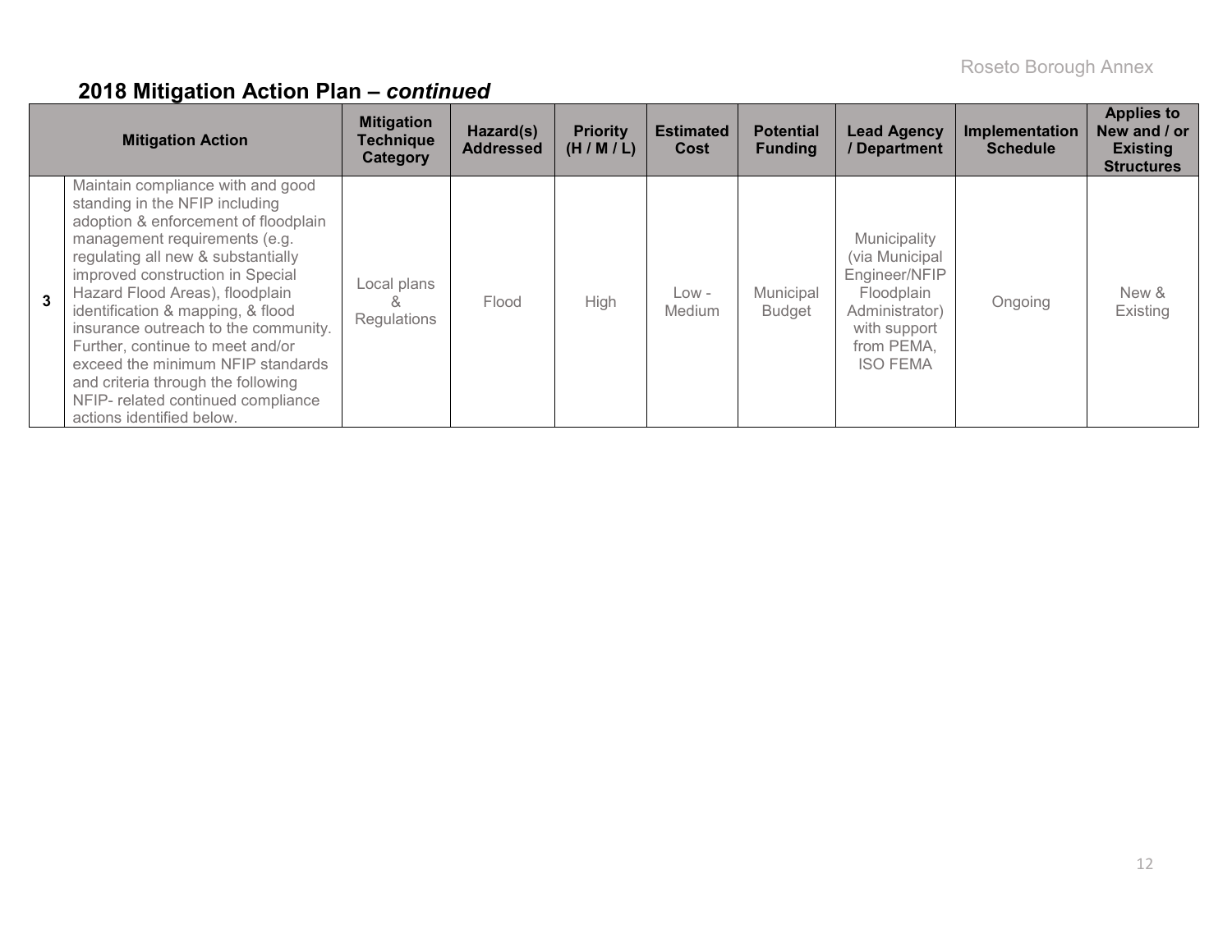## 2018 Mitigation Action Plan – *continued*

| | Mitigation Action | Mitigation Technique Category | Hazard(s) Addressed | Priority (H / M / L) | Estimated Cost | Potential Funding | Lead Agency / Department | Implementation Schedule | Applies to New and / or Existing Structures |
|---|---|---|---|---|---|---|---|---|---|
| **3** | Maintain compliance with and good standing in the NFIP including adoption & enforcement of floodplain management requirements (e.g. regulating all new & substantially improved construction in Special Hazard Flood Areas), floodplain identification & mapping, & flood insurance outreach to the community. Further, continue to meet and/or exceed the minimum NFIP standards and criteria through the following NFIP- related continued compliance actions identified below. | Local plans & Regulations | Flood | High | Low - Medium | Municipal Budget | Municipality (via Municipal Engineer/NFIP Floodplain Administrator) with support from PEMA, ISO FEMA | Ongoing | New & Existing |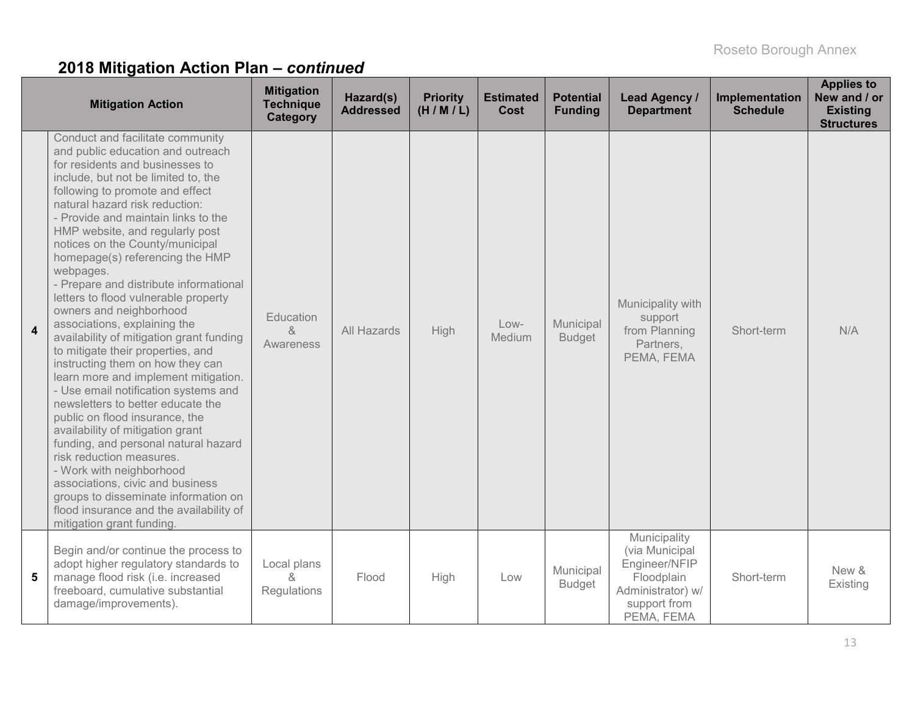## 2018 Mitigation Action Plan – *continued*

| | Mitigation Action | Mitigation Technique Category | Hazard(s) Addressed | Priority (H / M / L) | Estimated Cost | Potential Funding | Lead Agency / Department | Implementation Schedule | Applies to New and / or Existing Structures |
|---|---|---|---|---|---|---|---|---|---|
| **4** | Conduct and facilitate community and public education and outreach for residents and businesses to include, but not be limited to, the following to promote and effect natural hazard risk reduction:<br>- Provide and maintain links to the HMP website, and regularly post notices on the County/municipal homepage(s) referencing the HMP webpages.<br>- Prepare and distribute informational letters to flood vulnerable property owners and neighborhood associations, explaining the availability of mitigation grant funding to mitigate their properties, and instructing them on how they can learn more and implement mitigation.<br>- Use email notification systems and newsletters to better educate the public on flood insurance, the availability of mitigation grant funding, and personal natural hazard risk reduction measures.<br>- Work with neighborhood associations, civic and business groups to disseminate information on flood insurance and the availability of mitigation grant funding. | Education & Awareness | All Hazards | High | Low-Medium | Municipal Budget | Municipality with support from Planning Partners, PEMA, FEMA | Short-term | N/A |
| **5** | Begin and/or continue the process to adopt higher regulatory standards to manage flood risk (i.e. increased freeboard, cumulative substantial damage/improvements). | Local plans & Regulations | Flood | High | Low | Municipal Budget | Municipality (via Municipal Engineer/NFIP Floodplain Administrator) w/ support from PEMA, FEMA | Short-term | New & Existing |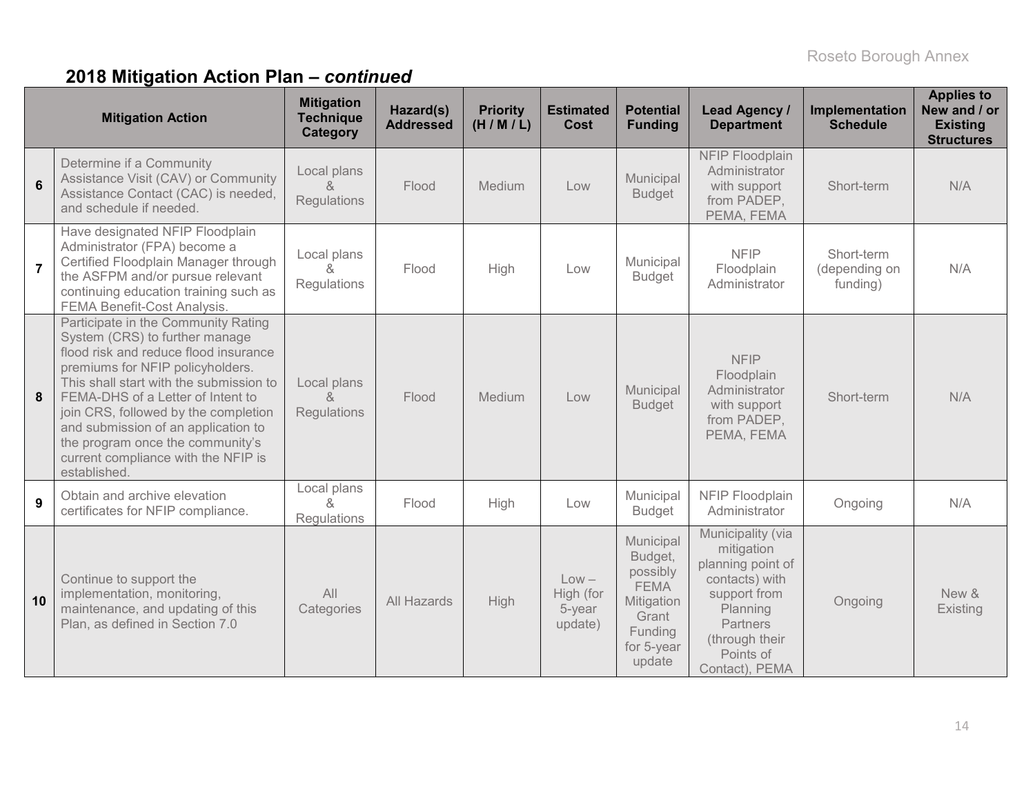## 2018 Mitigation Action Plan – *continued*

| | Mitigation Action | Mitigation Technique Category | Hazard(s) Addressed | Priority (H / M / L) | Estimated Cost | Potential Funding | Lead Agency / Department | Implementation Schedule | Applies to New and / or Existing Structures |
|---|---|---|---|---|---|---|---|---|---|
| **6** | Determine if a Community Assistance Visit (CAV) or Community Assistance Contact (CAC) is needed, and schedule if needed. | Local plans & Regulations | Flood | Medium | Low | Municipal Budget | NFIP Floodplain Administrator with support from PADEP, PEMA, FEMA | Short-term | N/A |
| **7** | Have designated NFIP Floodplain Administrator (FPA) become a Certified Floodplain Manager through the ASFPM and/or pursue relevant continuing education training such as FEMA Benefit-Cost Analysis. | Local plans & Regulations | Flood | High | Low | Municipal Budget | NFIP Floodplain Administrator | Short-term (depending on funding) | N/A |
| **8** | Participate in the Community Rating System (CRS) to further manage flood risk and reduce flood insurance premiums for NFIP policyholders. This shall start with the submission to FEMA-DHS of a Letter of Intent to join CRS, followed by the completion and submission of an application to the program once the community's current compliance with the NFIP is established. | Local plans & Regulations | Flood | Medium | Low | Municipal Budget | NFIP Floodplain Administrator with support from PADEP, PEMA, FEMA | Short-term | N/A |
| **9** | Obtain and archive elevation certificates for NFIP compliance. | Local plans & Regulations | Flood | High | Low | Municipal Budget | NFIP Floodplain Administrator | Ongoing | N/A |
| **10** | Continue to support the implementation, monitoring, maintenance, and updating of this Plan, as defined in Section 7.0 | All Categories | All Hazards | High | Low – High (for 5-year update) | Municipal Budget, possibly FEMA Mitigation Grant Funding for 5-year update | Municipality (via mitigation planning point of contacts) with support from Planning Partners (through their Points of Contact), PEMA | Ongoing | New & Existing |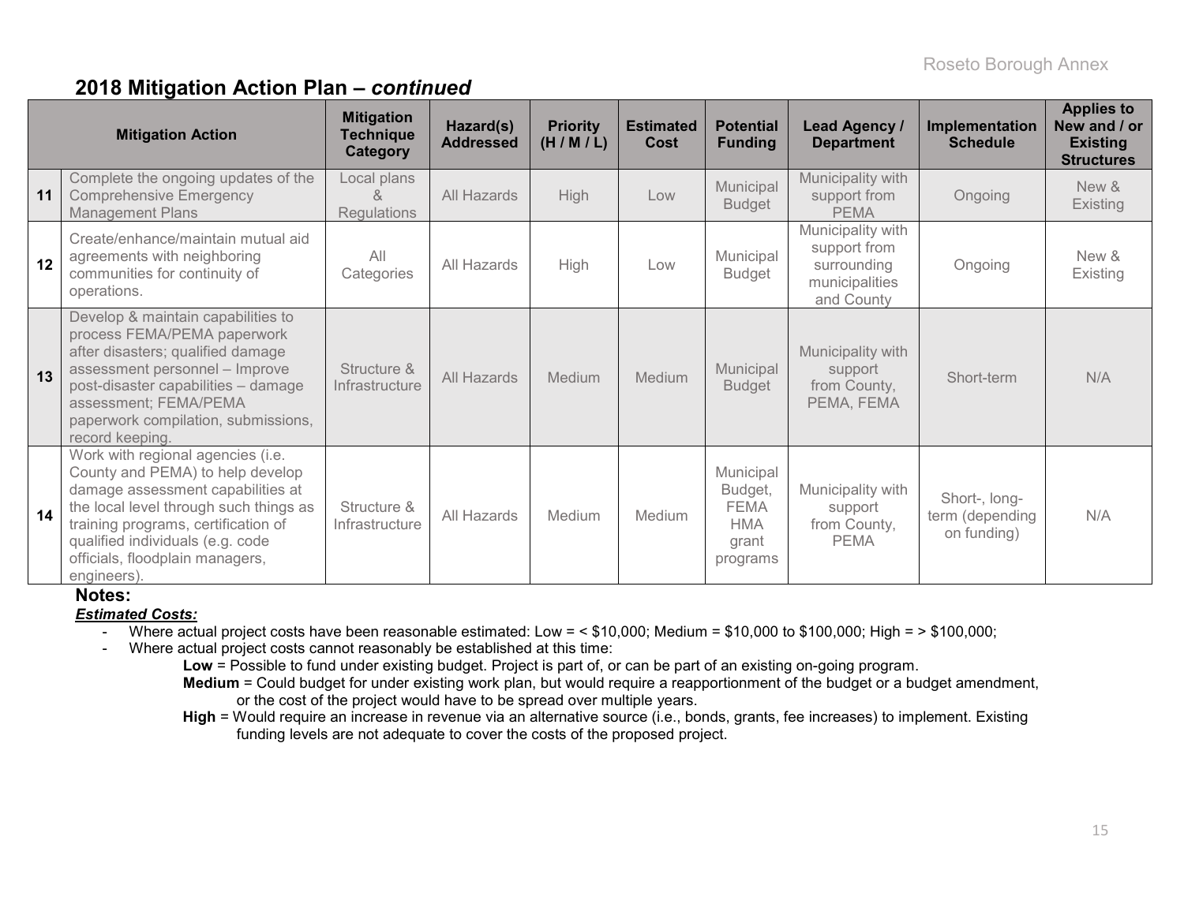## 2018 Mitigation Action Plan – *continued*

| | Mitigation Action | Mitigation Technique Category | Hazard(s) Addressed | Priority (H / M / L) | Estimated Cost | Potential Funding | Lead Agency / Department | Implementation Schedule | Applies to New and / or Existing Structures |
|---|---|---|---|---|---|---|---|---|---|
| 11 | Complete the ongoing updates of the Comprehensive Emergency Management Plans | Local plans & Regulations | All Hazards | High | Low | Municipal Budget | Municipality with support from PEMA | Ongoing | New & Existing |
| 12 | Create/enhance/maintain mutual aid agreements with neighboring communities for continuity of operations. | All Categories | All Hazards | High | Low | Municipal Budget | Municipality with support from surrounding municipalities and County | Ongoing | New & Existing |
| 13 | Develop & maintain capabilities to process FEMA/PEMA paperwork after disasters; qualified damage assessment personnel – Improve post-disaster capabilities – damage assessment; FEMA/PEMA paperwork compilation, submissions, record keeping. | Structure & Infrastructure | All Hazards | Medium | Medium | Municipal Budget | Municipality with support from County, PEMA, FEMA | Short-term | N/A |
| 14 | Work with regional agencies (i.e. County and PEMA) to help develop damage assessment capabilities at the local level through such things as training programs, certification of qualified individuals (e.g. code officials, floodplain managers, engineers). | Structure & Infrastructure | All Hazards | Medium | Medium | Municipal Budget, FEMA HMA grant programs | Municipality with support from County, PEMA | Short-, long-term (depending on funding) | N/A |

**Notes:**

***Estimated Costs:***

- Where actual project costs have been reasonable estimated: Low = < $10,000; Medium = $10,000 to $100,000; High = > $100,000;
- Where actual project costs cannot reasonably be established at this time:
  - **Low** = Possible to fund under existing budget. Project is part of, or can be part of an existing on-going program.
  - **Medium** = Could budget for under existing work plan, but would require a reapportionment of the budget or a budget amendment, or the cost of the project would have to be spread over multiple years.
  - **High** = Would require an increase in revenue via an alternative source (i.e., bonds, grants, fee increases) to implement. Existing funding levels are not adequate to cover the costs of the proposed project.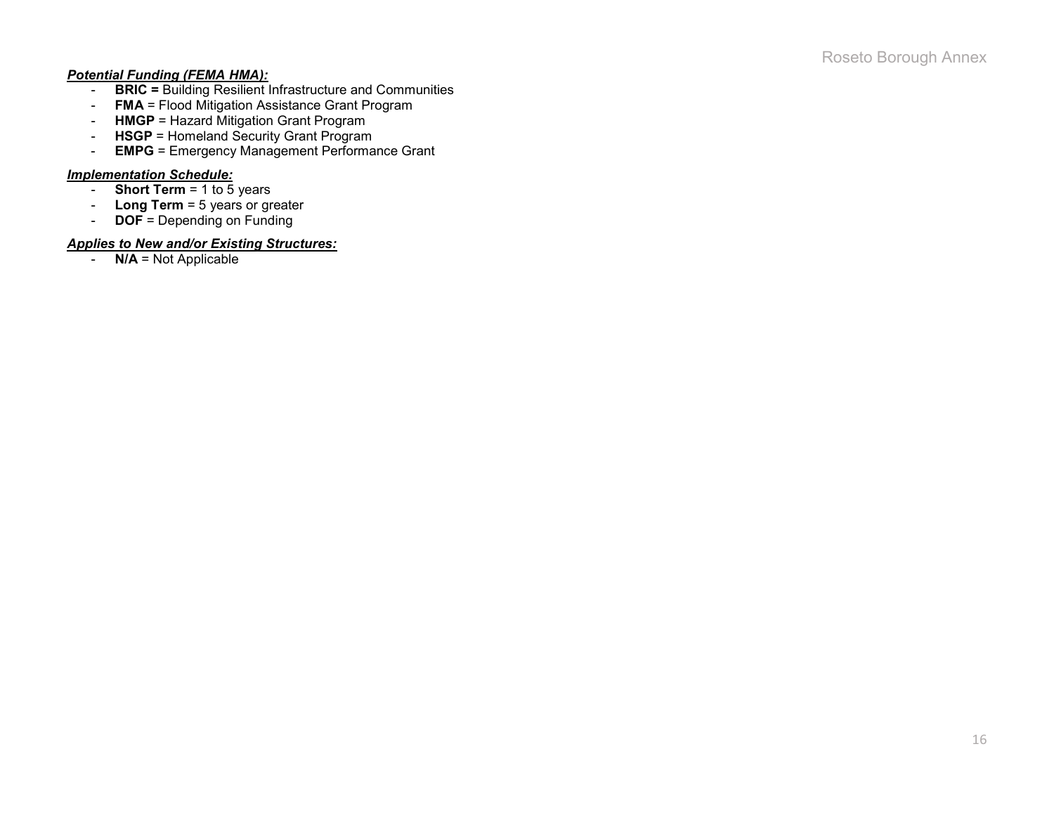***Potential Funding (FEMA HMA):***

- **BRIC =** Building Resilient Infrastructure and Communities
- **FMA** = Flood Mitigation Assistance Grant Program
- **HMGP** = Hazard Mitigation Grant Program
- **HSGP** = Homeland Security Grant Program
- **EMPG** = Emergency Management Performance Grant

***Implementation Schedule:***

- **Short Term** = 1 to 5 years
- **Long Term** = 5 years or greater
- **DOF** = Depending on Funding

***Applies to New and/or Existing Structures:***

- **N/A** = Not Applicable